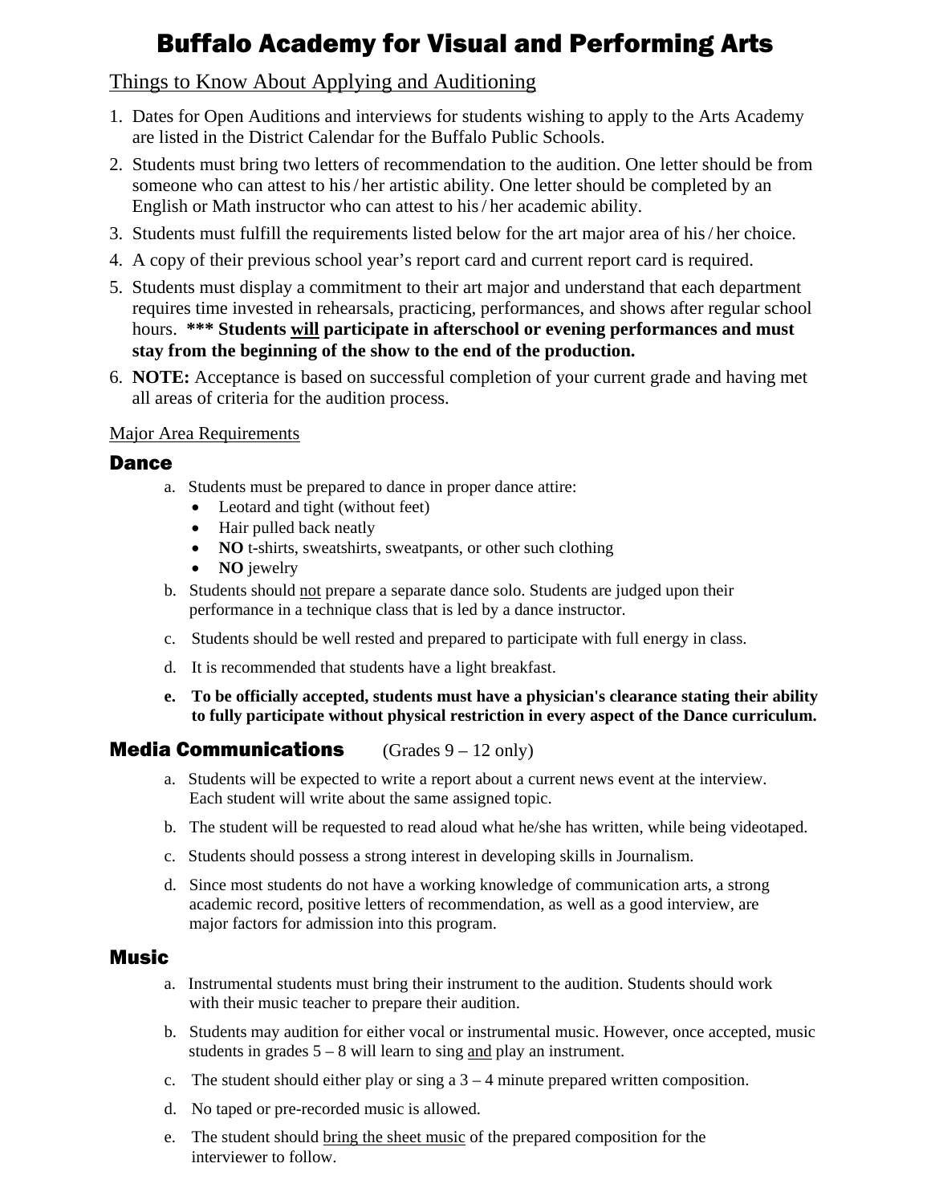# Buffalo Academy for Visual and Performing Arts

## Things to Know About Applying and Auditioning

1. Dates for Open Auditions and interviews for students wishing to apply to the Arts Academy are listed in the District Calendar for the Buffalo Public Schools.
2. Students must bring two letters of recommendation to the audition. One letter should be from someone who can attest to his / her artistic ability. One letter should be completed by an English or Math instructor who can attest to his / her academic ability.
3. Students must fulfill the requirements listed below for the art major area of his / her choice.
4. A copy of their previous school year's report card and current report card is required.
5. Students must display a commitment to their art major and understand that each department requires time invested in rehearsals, practicing, performances, and shows after regular school hours. **\*\*\* Students will participate in afterschool or evening performances and must stay from the beginning of the show to the end of the production.**
6. **NOTE:** Acceptance is based on successful completion of your current grade and having met all areas of criteria for the audition process.

Major Area Requirements

### Dance

a. Students must be prepared to dance in proper dance attire:
   - Leotard and tight (without feet)
   - Hair pulled back neatly
   - **NO** t-shirts, sweatshirts, sweatpants, or other such clothing
   - **NO** jewelry

b. Students should not prepare a separate dance solo. Students are judged upon their performance in a technique class that is led by a dance instructor.

c. Students should be well rested and prepared to participate with full energy in class.

d. It is recommended that students have a light breakfast.

**e. To be officially accepted, students must have a physician's clearance stating their ability to fully participate without physical restriction in every aspect of the Dance curriculum.**

### Media Communications (Grades 9 – 12 only)

a. Students will be expected to write a report about a current news event at the interview. Each student will write about the same assigned topic.

b. The student will be requested to read aloud what he/she has written, while being videotaped.

c. Students should possess a strong interest in developing skills in Journalism.

d. Since most students do not have a working knowledge of communication arts, a strong academic record, positive letters of recommendation, as well as a good interview, are major factors for admission into this program.

### Music

a. Instrumental students must bring their instrument to the audition. Students should work with their music teacher to prepare their audition.

b. Students may audition for either vocal or instrumental music. However, once accepted, music students in grades 5 – 8 will learn to sing and play an instrument.

c. The student should either play or sing a 3 – 4 minute prepared written composition.

d. No taped or pre-recorded music is allowed.

e. The student should bring the sheet music of the prepared composition for the interviewer to follow.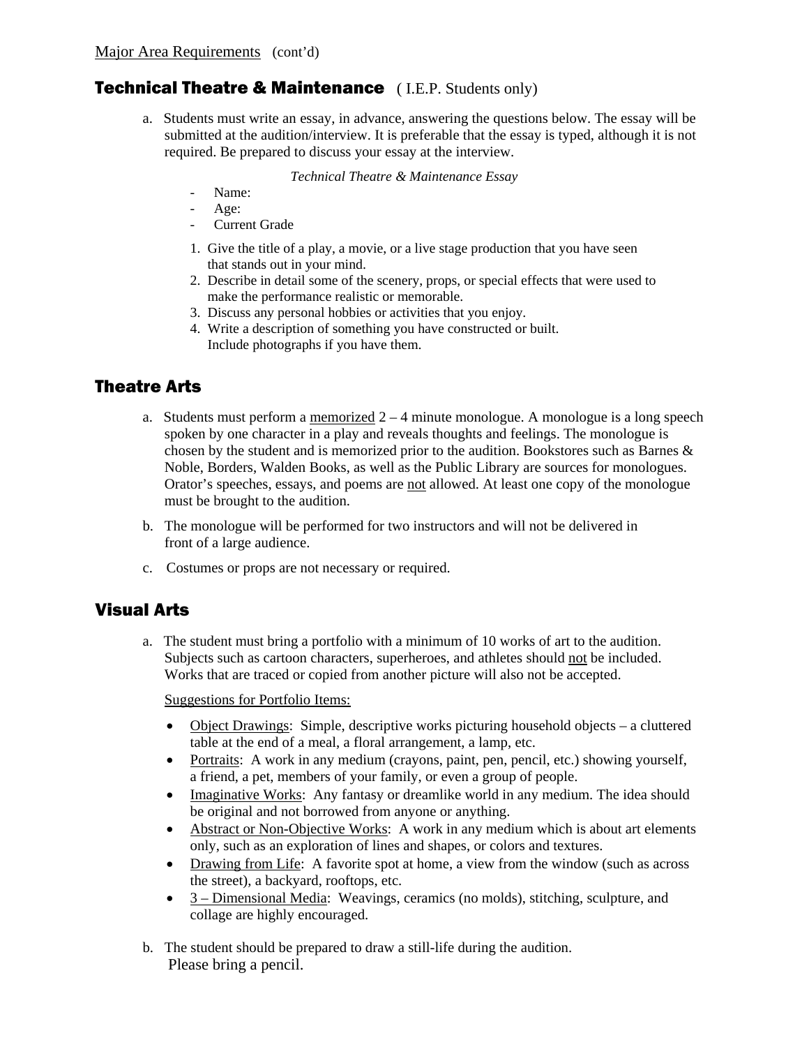Major Area Requirements (cont'd)

## Technical Theatre & Maintenance ( I.E.P. Students only)

a. Students must write an essay, in advance, answering the questions below. The essay will be submitted at the audition/interview. It is preferable that the essay is typed, although it is not required. Be prepared to discuss your essay at the interview.

*Technical Theatre & Maintenance Essay*

- Name:
- Age:
- Current Grade

1. Give the title of a play, a movie, or a live stage production that you have seen that stands out in your mind.
2. Describe in detail some of the scenery, props, or special effects that were used to make the performance realistic or memorable.
3. Discuss any personal hobbies or activities that you enjoy.
4. Write a description of something you have constructed or built. Include photographs if you have them.

## Theatre Arts

a. Students must perform a memorized 2 – 4 minute monologue. A monologue is a long speech spoken by one character in a play and reveals thoughts and feelings. The monologue is chosen by the student and is memorized prior to the audition. Bookstores such as Barnes & Noble, Borders, Walden Books, as well as the Public Library are sources for monologues. Orator's speeches, essays, and poems are not allowed. At least one copy of the monologue must be brought to the audition.

b. The monologue will be performed for two instructors and will not be delivered in front of a large audience.

c. Costumes or props are not necessary or required.

## Visual Arts

a. The student must bring a portfolio with a minimum of 10 works of art to the audition. Subjects such as cartoon characters, superheroes, and athletes should not be included. Works that are traced or copied from another picture will also not be accepted.

Suggestions for Portfolio Items:

- Object Drawings: Simple, descriptive works picturing household objects – a cluttered table at the end of a meal, a floral arrangement, a lamp, etc.
- Portraits: A work in any medium (crayons, paint, pen, pencil, etc.) showing yourself, a friend, a pet, members of your family, or even a group of people.
- Imaginative Works: Any fantasy or dreamlike world in any medium. The idea should be original and not borrowed from anyone or anything.
- Abstract or Non-Objective Works: A work in any medium which is about art elements only, such as an exploration of lines and shapes, or colors and textures.
- Drawing from Life: A favorite spot at home, a view from the window (such as across the street), a backyard, rooftops, etc.
- 3 – Dimensional Media: Weavings, ceramics (no molds), stitching, sculpture, and collage are highly encouraged.

b. The student should be prepared to draw a still-life during the audition. Please bring a pencil.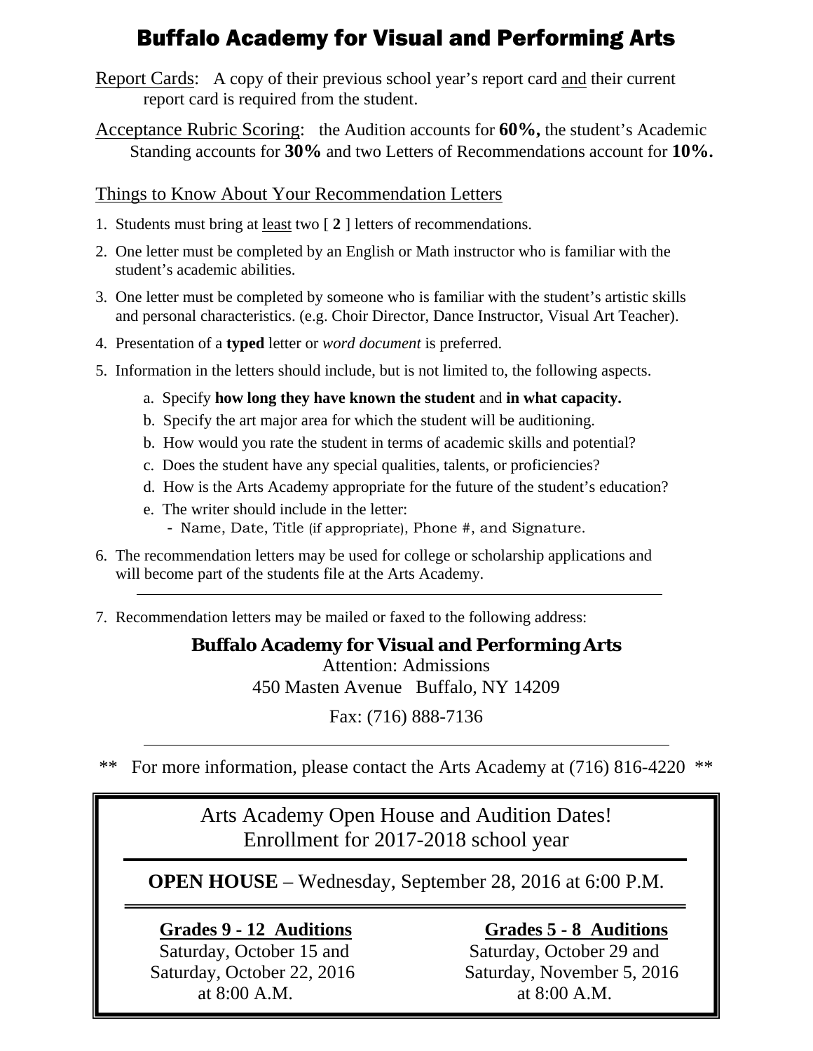# Buffalo Academy for Visual and Performing Arts

Report Cards: A copy of their previous school year's report card and their current report card is required from the student.

Acceptance Rubric Scoring: the Audition accounts for **60%,** the student's Academic Standing accounts for **30%** and two Letters of Recommendations account for **10%.**

## Things to Know About Your Recommendation Letters

1. Students must bring at least two [ **2** ] letters of recommendations.
2. One letter must be completed by an English or Math instructor who is familiar with the student's academic abilities.
3. One letter must be completed by someone who is familiar with the student's artistic skills and personal characteristics. (e.g. Choir Director, Dance Instructor, Visual Art Teacher).
4. Presentation of a **typed** letter or *word document* is preferred.
5. Information in the letters should include, but is not limited to, the following aspects.
   - a. Specify **how long they have known the student** and **in what capacity.**
   - b. Specify the art major area for which the student will be auditioning.
   - b. How would you rate the student in terms of academic skills and potential?
   - c. Does the student have any special qualities, talents, or proficiencies?
   - d. How is the Arts Academy appropriate for the future of the student's education?
   - e. The writer should include in the letter:
     - Name, Date, Title (if appropriate), Phone #, and Signature.
6. The recommendation letters may be used for college or scholarship applications and will become part of the students file at the Arts Academy.

---

7. Recommendation letters may be mailed or faxed to the following address:

**Buffalo Academy for Visual and Performing Arts**
Attention: Admissions
450 Masten Avenue Buffalo, NY 14209

Fax: (716) 888-7136

---

** For more information, please contact the Arts Academy at (716) 816-4220 **

Arts Academy Open House and Audition Dates!
Enrollment for 2017-2018 school year

**OPEN HOUSE** – Wednesday, September 28, 2016 at 6:00 P.M.

**Grades 9 - 12 Auditions**
Saturday, October 15 and
Saturday, October 22, 2016
at 8:00 A.M.

**Grades 5 - 8 Auditions**
Saturday, October 29 and
Saturday, November 5, 2016
at 8:00 A.M.